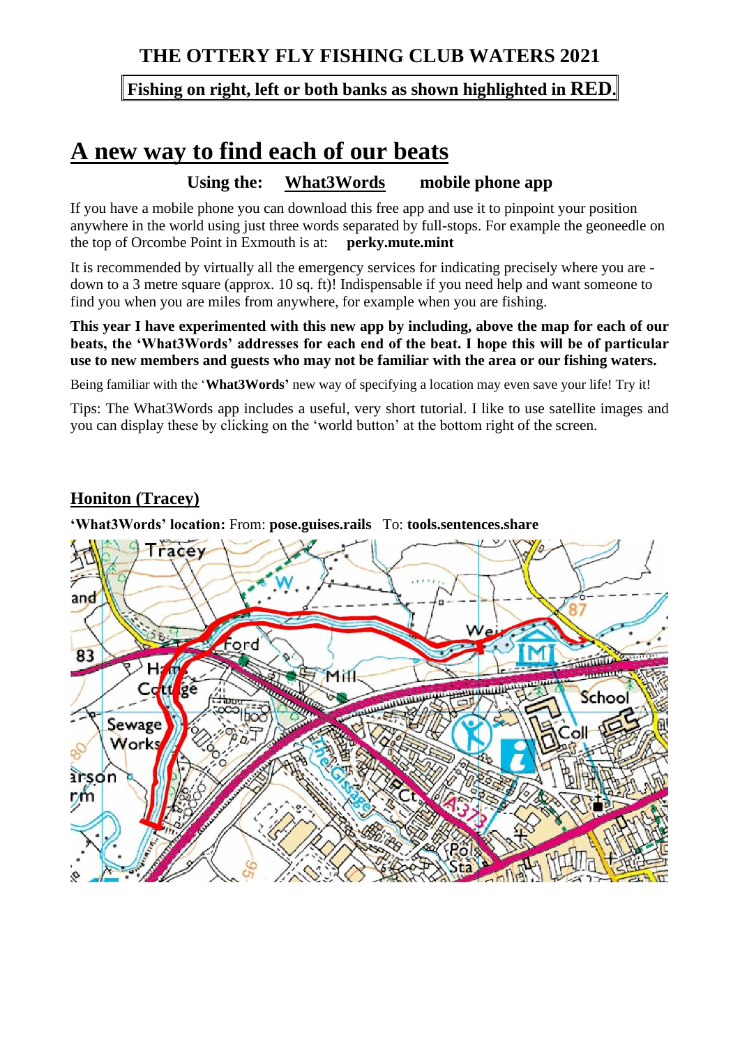# THE OTTERY FLY FISHING CLUB WATERS 2021

**Fishing on right, left or both banks as shown highlighted in RED.**

# A new way to find each of our beats

**Using the: What3Words mobile phone app**

If you have a mobile phone you can download this free app and use it to pinpoint your position anywhere in the world using just three words separated by full-stops. For example the geoneedle on the top of Orcombe Point in Exmouth is at: **perky.mute.mint**

It is recommended by virtually all the emergency services for indicating precisely where you are - down to a 3 metre square (approx. 10 sq. ft)! Indispensable if you need help and want someone to find you when you are miles from anywhere, for example when you are fishing.

**This year I have experimented with this new app by including, above the map for each of our beats, the 'What3Words' addresses for each end of the beat. I hope this will be of particular use to new members and guests who may not be familiar with the area or our fishing waters.**

Being familiar with the '**What3Words**' new way of specifying a location may even save your life! Try it!

Tips: The What3Words app includes a useful, very short tutorial. I like to use satellite images and you can display these by clicking on the 'world button' at the bottom right of the screen.

## Honiton (Tracey)

**'What3Words' location:** From: **pose.guises.rails** To: **tools.sentences.share**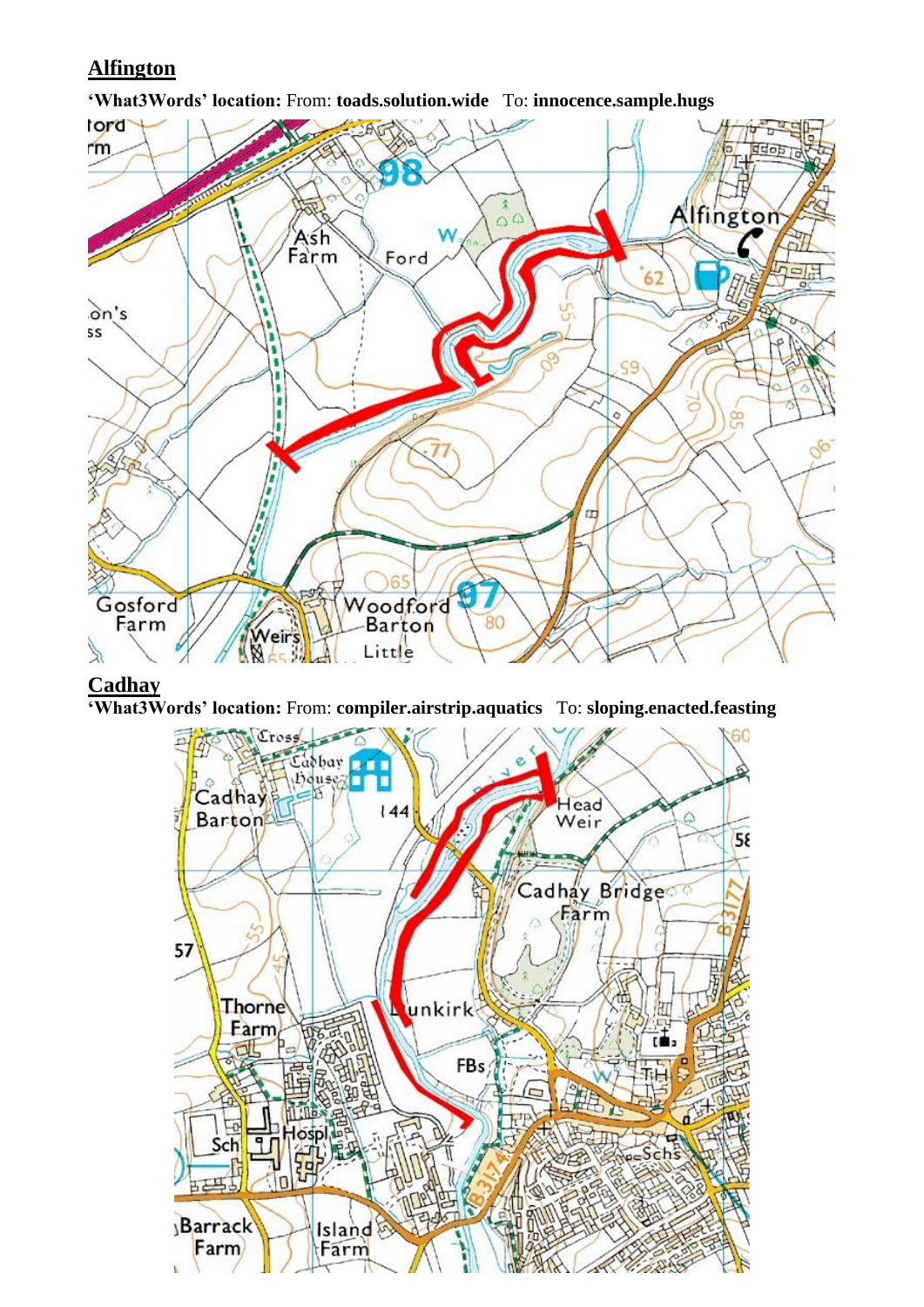## Alfington

**'What3Words' location:** From: **toads.solution.wide** To: **innocence.sample.hugs**

## Cadhay

**'What3Words' location:** From: **compiler.airstrip.aquatics** To: **sloping.enacted.feasting**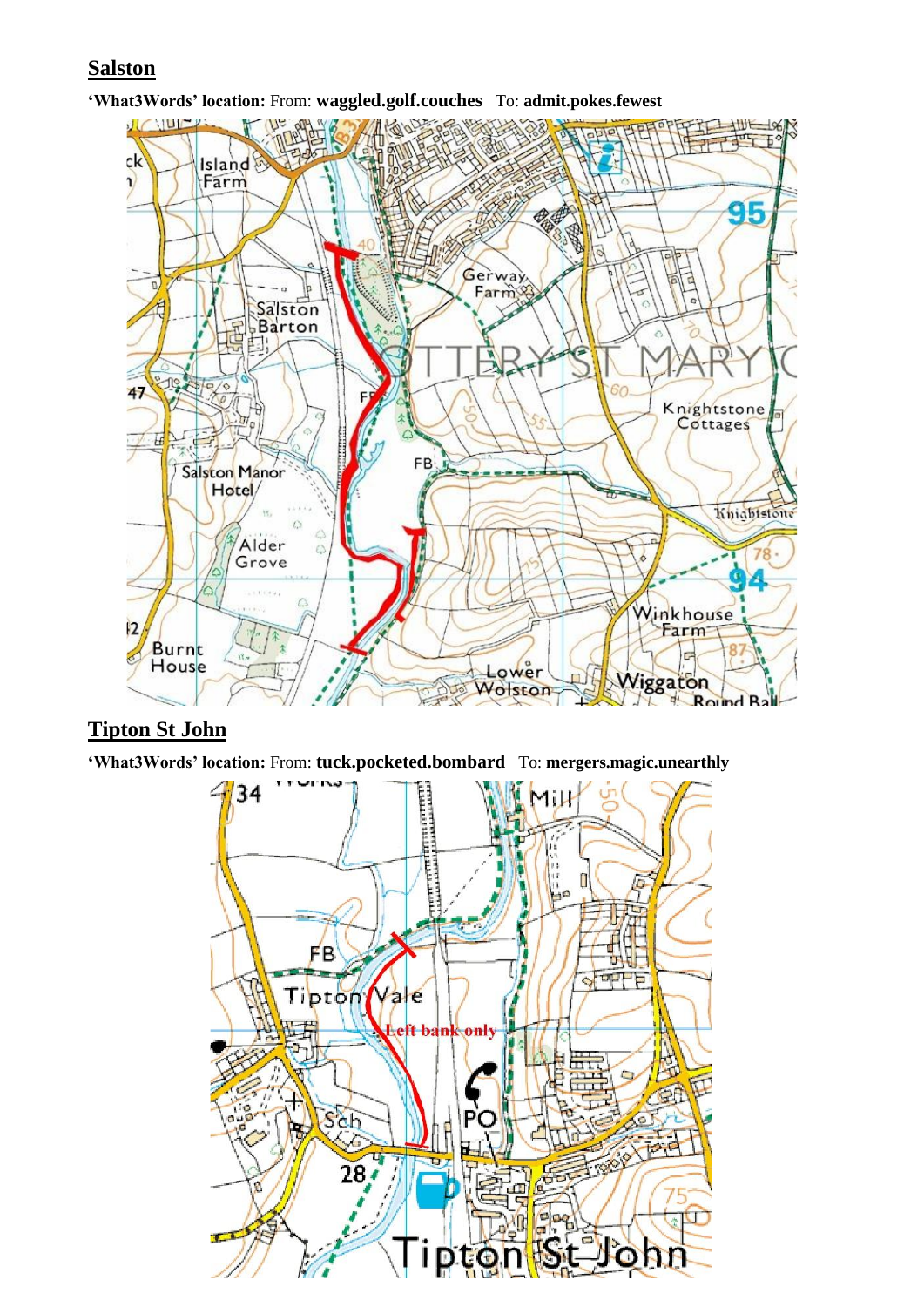## Salston

**'What3Words' location:** From: **waggled.golf.couches** To: **admit.pokes.fewest**

## Tipton St John

**'What3Words' location:** From: **tuck.pocketed.bombard** To: **mergers.magic.unearthly**